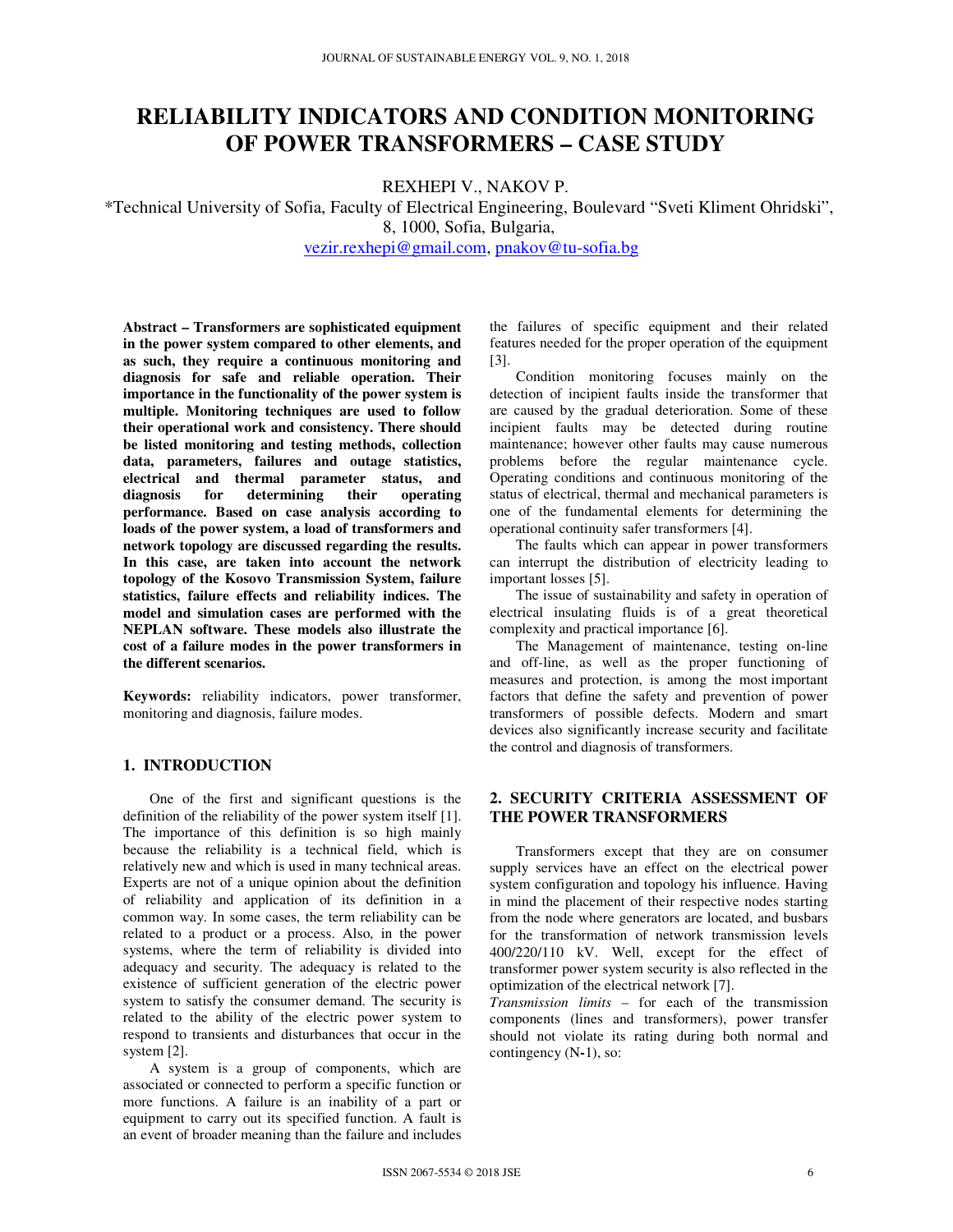# RELIABILITY INDICATORS AND CONDITION MONITORING OF POWER TRANSFORMERS – CASE STUDY

REXHEPI V., NAKOV P.

*Technical University of Sofia, Faculty of Electrical Engineering, Boulevard "Sveti Kliment Ohridski", 8, 1000, Sofia, Bulgaria,
vezir.rexhepi@gmail.com, pnakov@tu-sofia.bg

**Abstract – Transformers are sophisticated equipment in the power system compared to other elements, and as such, they require a continuous monitoring and diagnosis for safe and reliable operation. Their importance in the functionality of the power system is multiple. Monitoring techniques are used to follow their operational work and consistency. There should be listed monitoring and testing methods, collection data, parameters, failures and outage statistics, electrical and thermal parameter status, and diagnosis for determining their operating performance. Based on case analysis according to loads of the power system, a load of transformers and network topology are discussed regarding the results. In this case, are taken into account the network topology of the Kosovo Transmission System, failure statistics, failure effects and reliability indices. The model and simulation cases are performed with the NEPLAN software. These models also illustrate the cost of a failure modes in the power transformers in the different scenarios.**

**Keywords:** reliability indicators, power transformer, monitoring and diagnosis, failure modes.

## 1. INTRODUCTION

One of the first and significant questions is the definition of the reliability of the power system itself [1]. The importance of this definition is so high mainly because the reliability is a technical field, which is relatively new and which is used in many technical areas. Experts are not of a unique opinion about the definition of reliability and application of its definition in a common way. In some cases, the term reliability can be related to a product or a process. Also, in the power systems, where the term of reliability is divided into adequacy and security. The adequacy is related to the existence of sufficient generation of the electric power system to satisfy the consumer demand. The security is related to the ability of the electric power system to respond to transients and disturbances that occur in the system [2].

A system is a group of components, which are associated or connected to perform a specific function or more functions. A failure is an inability of a part or equipment to carry out its specified function. A fault is an event of broader meaning than the failure and includes the failures of specific equipment and their related features needed for the proper operation of the equipment [3].

Condition monitoring focuses mainly on the detection of incipient faults inside the transformer that are caused by the gradual deterioration. Some of these incipient faults may be detected during routine maintenance; however other faults may cause numerous problems before the regular maintenance cycle. Operating conditions and continuous monitoring of the status of electrical, thermal and mechanical parameters is one of the fundamental elements for determining the operational continuity safer transformers [4].

The faults which can appear in power transformers can interrupt the distribution of electricity leading to important losses [5].

The issue of sustainability and safety in operation of electrical insulating fluids is of a great theoretical complexity and practical importance [6].

The Management of maintenance, testing on-line and off-line, as well as the proper functioning of measures and protection, is among the most important factors that define the safety and prevention of power transformers of possible defects. Modern and smart devices also significantly increase security and facilitate the control and diagnosis of transformers.

## 2. SECURITY CRITERIA ASSESSMENT OF THE POWER TRANSFORMERS

Transformers except that they are on consumer supply services have an effect on the electrical power system configuration and topology his influence. Having in mind the placement of their respective nodes starting from the node where generators are located, and busbars for the transformation of network transmission levels 400/220/110 kV. Well, except for the effect of transformer power system security is also reflected in the optimization of the electrical network [7].

*Transmission limits* – for each of the transmission components (lines and transformers), power transfer should not violate its rating during both normal and contingency (N-1), so: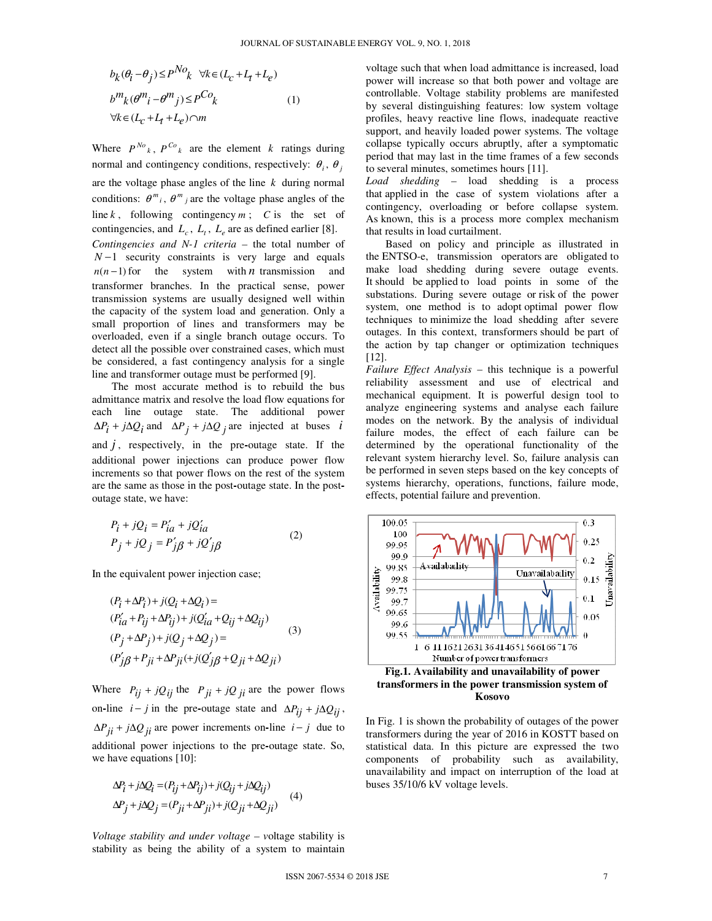$$b_k(\theta_i - \theta_j) \le P^{No}{}_k \quad \forall k \in (L_c + L_t + L_e)$$
$$b^m{}_k(\theta^m{}_i - \theta^m{}_j) \le P^{Co}{}_k \qquad (1)$$
$$\forall k \in (L_c + L_t + L_e) \cap m$$

Where $P^{No}{}_k$, $P^{Co}{}_k$ are the element $k$ ratings during normal and contingency conditions, respectively: $\theta_i$, $\theta_j$ are the voltage phase angles of the line $k$ during normal conditions: $\theta^m{}_i$, $\theta^m{}_j$ are the voltage phase angles of the line $k$, following contingency $m$; $C$ is the set of contingencies, and $L_c$, $L_t$, $L_e$ are as defined earlier [8].

*Contingencies and N-1 criteria* – the total number of $N-1$ security constraints is very large and equals $n(n-1)$ for the system with $n$ transmission and transformer branches. In the practical sense, power transmission systems are usually designed well within the capacity of the system load and generation. Only a small proportion of lines and transformers may be overloaded, even if a single branch outage occurs. To detect all the possible over constrained cases, which must be considered, a fast contingency analysis for a single line and transformer outage must be performed [9].

The most accurate method is to rebuild the bus admittance matrix and resolve the load flow equations for each line outage state. The additional power $\Delta P_i + j\Delta Q_i$ and $\Delta P_j + j\Delta Q_j$ are injected at buses $i$ and $j$, respectively, in the pre-outage state. If the additional power injections can produce power flow increments so that power flows on the rest of the system are the same as those in the post-outage state. In the post-outage state, we have:

$$\begin{aligned} P_i + jQ_i &= P'_{ia} + jQ'_{ia} \\ P_j + jQ_j &= P'_{j\beta} + jQ'_{j\beta} \end{aligned} \qquad (2)$$

In the equivalent power injection case;

$$\begin{aligned} &(P_i + \Delta P_i) + j(Q_i + \Delta Q_i) = \\ &(P'_{ia} + P_{ij} + \Delta P_{ij}) + j(Q'_{ia} + Q_{ij} + \Delta Q_{ij}) \\ &(P_j + \Delta P_j) + j(Q_j + \Delta Q_j) = \\ &(P'_{j\beta} + P_{ji} + \Delta P_{ji}(+j(Q'_{j\beta} + Q_{ji} + \Delta Q_{ji}) \end{aligned} \qquad (3)$$

Where $P_{ij} + jQ_{ij}$ the $P_{ji} + jQ_{ji}$ are the power flows on-line $i-j$ in the pre-outage state and $\Delta P_{ij} + j\Delta Q_{ij}$, $\Delta P_{ji} + j\Delta Q_{ji}$ are power increments on-line $i-j$ due to additional power injections to the pre-outage state. So, we have equations [10]:

$$\begin{aligned} \Delta P_i + j\Delta Q_i &= (P_{ij} + \Delta P_{ij}) + j(Q_{ij} + j\Delta Q_{ij}) \\ \Delta P_j + j\Delta Q_j &= (P_{ji} + \Delta P_{ji}) + j(Q_{ji} + \Delta Q_{ji}) \end{aligned} \qquad (4)$$

*Voltage stability and under voltage* – voltage stability is stability as being the ability of a system to maintain voltage such that when load admittance is increased, load power will increase so that both power and voltage are controllable. Voltage stability problems are manifested by several distinguishing features: low system voltage profiles, heavy reactive line flows, inadequate reactive support, and heavily loaded power systems. The voltage collapse typically occurs abruptly, after a symptomatic period that may last in the time frames of a few seconds to several minutes, sometimes hours [11].

*Load shedding* – load shedding is a process that applied in the case of system violations after a contingency, overloading or before collapse system. As known, this is a process more complex mechanism that results in load curtailment.

Based on policy and principle as illustrated in the ENTSO-e, transmission operators are obligated to make load shedding during severe outage events. It should be applied to load points in some of the substations. During severe outage or risk of the power system, one method is to adopt optimal power flow techniques to minimize the load shedding after severe outages. In this context, transformers should be part of the action by tap changer or optimization techniques [12].

*Failure Effect Analysis* – this technique is a powerful reliability assessment and use of electrical and mechanical equipment. It is powerful design tool to analyze engineering systems and analyse each failure modes on the network. By the analysis of individual failure modes, the effect of each failure can be determined by the operational functionality of the relevant system hierarchy level. So, failure analysis can be performed in seven steps based on the key concepts of systems hierarchy, operations, functions, failure mode, effects, potential failure and prevention.

**Fig.1. Availability and unavailability of power transformers in the power transmission system of Kosovo**

In Fig. 1 is shown the probability of outages of the power transformers during the year of 2016 in KOSTT based on statistical data. In this picture are expressed the two components of probability such as availability, unavailability and impact on interruption of the load at buses 35/10/6 kV voltage levels.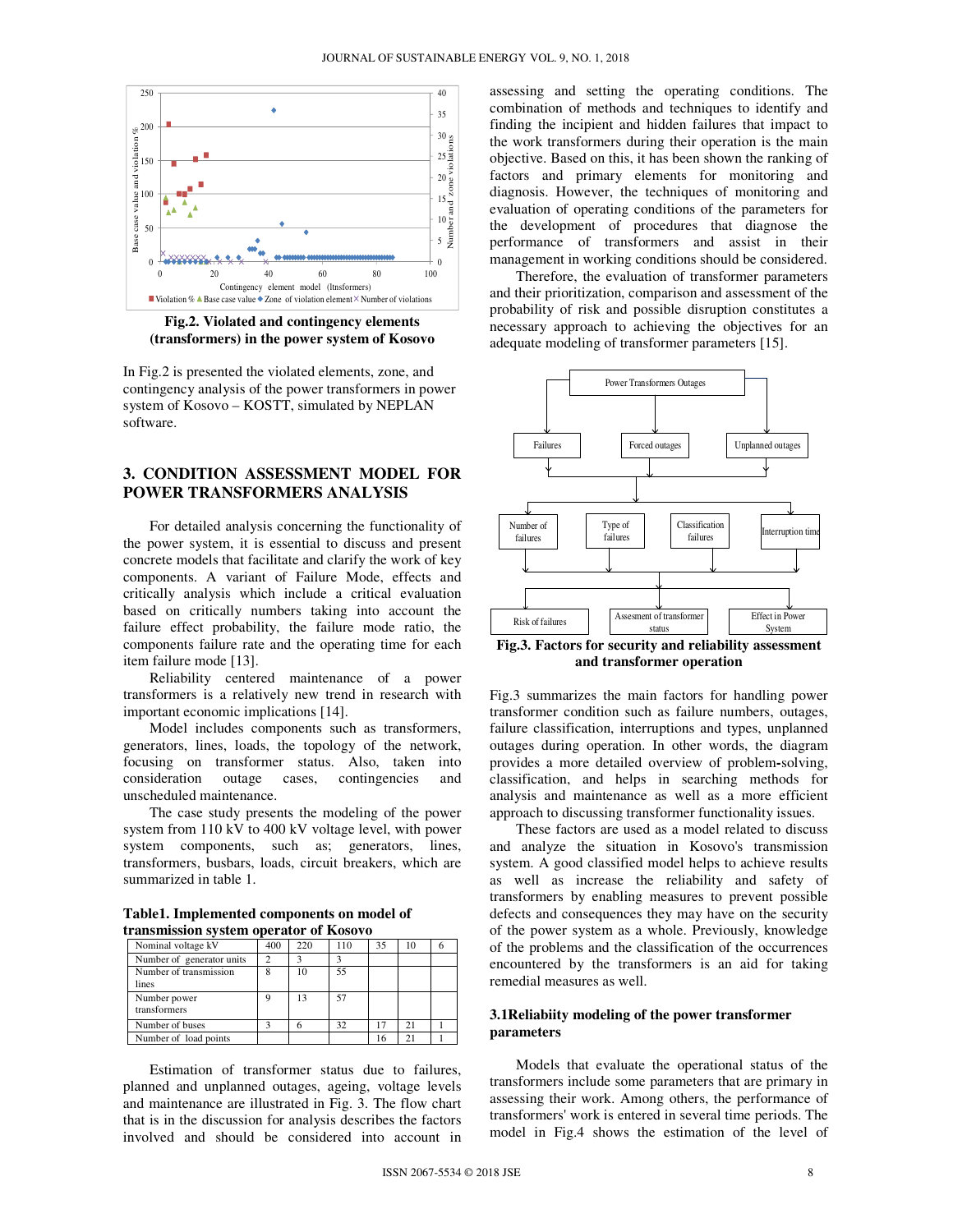Fig.2. Violated and contingency elements (transformers) in the power system of Kosovo

In Fig.2 is presented the violated elements, zone, and contingency analysis of the power transformers in power system of Kosovo – KOSTT, simulated by NEPLAN software.

## 3. CONDITION ASSESSMENT MODEL FOR POWER TRANSFORMERS ANALYSIS

For detailed analysis concerning the functionality of the power system, it is essential to discuss and present concrete models that facilitate and clarify the work of key components. A variant of Failure Mode, effects and critically analysis which include a critical evaluation based on critically numbers taking into account the failure effect probability, the failure mode ratio, the components failure rate and the operating time for each item failure mode [13].

Reliability centered maintenance of a power transformers is a relatively new trend in research with important economic implications [14].

Model includes components such as transformers, generators, lines, loads, the topology of the network, focusing on transformer status. Also, taken into consideration outage cases, contingencies and unscheduled maintenance.

The case study presents the modeling of the power system from 110 kV to 400 kV voltage level, with power system components, such as; generators, lines, transformers, busbars, loads, circuit breakers, which are summarized in table 1.

**Table1. Implemented components on model of transmission system operator of Kosovo**

| Nominal voltage kV | 400 | 220 | 110 | 35 | 10 | 6 |
|---|---|---|---|---|---|---|
| Number of generator units | 2 | 3 | 3 | | | |
| Number of transmission lines | 8 | 10 | 55 | | | |
| Number power transformers | 9 | 13 | 57 | | | |
| Number of buses | 3 | 6 | 32 | 17 | 21 | 1 |
| Number of load points | | | | 16 | 21 | 1 |

Estimation of transformer status due to failures, planned and unplanned outages, ageing, voltage levels and maintenance are illustrated in Fig. 3. The flow chart that is in the discussion for analysis describes the factors involved and should be considered into account in assessing and setting the operating conditions. The combination of methods and techniques to identify and finding the incipient and hidden failures that impact to the work transformers during their operation is the main objective. Based on this, it has been shown the ranking of factors and primary elements for monitoring and diagnosis. However, the techniques of monitoring and evaluation of operating conditions of the parameters for the development of procedures that diagnose the performance of transformers and assist in their management in working conditions should be considered.

Therefore, the evaluation of transformer parameters and their prioritization, comparison and assessment of the probability of risk and possible disruption constitutes a necessary approach to achieving the objectives for an adequate modeling of transformer parameters [15].

**Fig.3. Factors for security and reliability assessment and transformer operation**

Fig.3 summarizes the main factors for handling power transformer condition such as failure numbers, outages, failure classification, interruptions and types, unplanned outages during operation. In other words, the diagram provides a more detailed overview of problem-solving, classification, and helps in searching methods for analysis and maintenance as well as a more efficient approach to discussing transformer functionality issues.

These factors are used as a model related to discuss and analyze the situation in Kosovo's transmission system. A good classified model helps to achieve results as well as increase the reliability and safety of transformers by enabling measures to prevent possible defects and consequences they may have on the security of the power system as a whole. Previously, knowledge of the problems and the classification of the occurrences encountered by the transformers is an aid for taking remedial measures as well.

### 3.1Reliabiity modeling of the power transformer parameters

Models that evaluate the operational status of the transformers include some parameters that are primary in assessing their work. Among others, the performance of transformers' work is entered in several time periods. The model in Fig.4 shows the estimation of the level of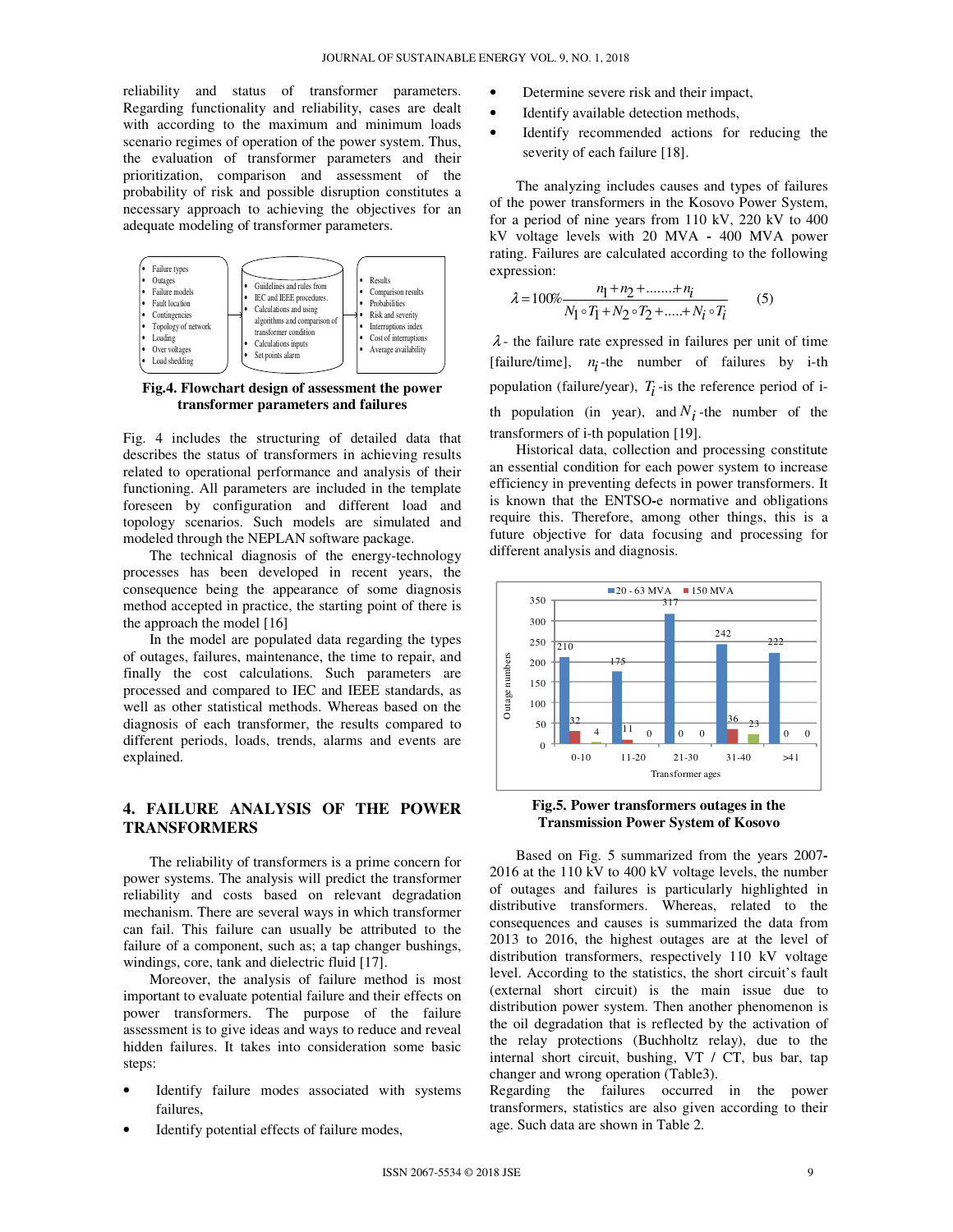reliability and status of transformer parameters. Regarding functionality and reliability, cases are dealt with according to the maximum and minimum loads scenario regimes of operation of the power system. Thus, the evaluation of transformer parameters and their prioritization, comparison and assessment of the probability of risk and possible disruption constitutes a necessary approach to achieving the objectives for an adequate modeling of transformer parameters.

- Failure types
- Outages
- Failure models
- Fault location
- Contingencies
- Topology of network
- Loading
- Over voltages
- Load shedding

- Guidelines and rules from
- IEC and IEEE procedures.
- Calculations and using algorithms and comparison of transformer condition
- Calculations inputs
- Set points alarm

- Results
- Comparison results
- Probabilities
- Risk and severity
- Interruptions index
- Cost of interruptions
- Average availability

**Fig.4. Flowchart design of assessment the power transformer parameters and failures**

Fig. 4 includes the structuring of detailed data that describes the status of transformers in achieving results related to operational performance and analysis of their functioning. All parameters are included in the template foreseen by configuration and different load and topology scenarios. Such models are simulated and modeled through the NEPLAN software package.

The technical diagnosis of the energy-technology processes has been developed in recent years, the consequence being the appearance of some diagnosis method accepted in practice, the starting point of there is the approach the model [16]

In the model are populated data regarding the types of outages, failures, maintenance, the time to repair, and finally the cost calculations. Such parameters are processed and compared to IEC and IEEE standards, as well as other statistical methods. Whereas based on the diagnosis of each transformer, the results compared to different periods, loads, trends, alarms and events are explained.

## 4. FAILURE ANALYSIS OF THE POWER TRANSFORMERS

The reliability of transformers is a prime concern for power systems. The analysis will predict the transformer reliability and costs based on relevant degradation mechanism. There are several ways in which transformer can fail. This failure can usually be attributed to the failure of a component, such as; a tap changer bushings, windings, core, tank and dielectric fluid [17].

Moreover, the analysis of failure method is most important to evaluate potential failure and their effects on power transformers. The purpose of the failure assessment is to give ideas and ways to reduce and reveal hidden failures. It takes into consideration some basic steps:

- Identify failure modes associated with systems failures,
- Identify potential effects of failure modes,
- Determine severe risk and their impact,
- Identify available detection methods,
- Identify recommended actions for reducing the severity of each failure [18].

The analyzing includes causes and types of failures of the power transformers in the Kosovo Power System, for a period of nine years from 110 kV, 220 kV to 400 kV voltage levels with 20 MVA - 400 MVA power rating. Failures are calculated according to the following expression:

$$\lambda = 100\% \frac{n_1 + n_2 + ....... + n_i}{N_1 \circ T_1 + N_2 \circ T_2 + ..... + N_i \circ T_i} \qquad (5)$$

$\lambda$ - the failure rate expressed in failures per unit of time [failure/time], $n_i$-the number of failures by i-th population (failure/year), $T_i$-is the reference period of i-th population (in year), and $N_i$-the number of the transformers of i-th population [19].

Historical data, collection and processing constitute an essential condition for each power system to increase efficiency in preventing defects in power transformers. It is known that the ENTSO-e normative and obligations require this. Therefore, among other things, this is a future objective for data focusing and processing for different analysis and diagnosis.

| Transformer ages | 20 - 63 MVA | 150 MVA | |
|---|---|---|---|
| 0-10 | 210 | 32 | 4 |
| 11-20 | 175 | 11 | 0 |
| 21-30 | 317 | 0 | 0 |
| 31-40 | 242 | 36 | 23 |
| >41 | 222 | 0 | 0 |

**Fig.5. Power transformers outages in the Transmission Power System of Kosovo**

Based on Fig. 5 summarized from the years 2007-2016 at the 110 kV to 400 kV voltage levels, the number of outages and failures is particularly highlighted in distributive transformers. Whereas, related to the consequences and causes is summarized the data from 2013 to 2016, the highest outages are at the level of distribution transformers, respectively 110 kV voltage level. According to the statistics, the short circuit's fault (external short circuit) is the main issue due to distribution power system. Then another phenomenon is the oil degradation that is reflected by the activation of the relay protections (Buchholtz relay), due to the internal short circuit, bushing, VT / CT, bus bar, tap changer and wrong operation (Table3).

Regarding the failures occurred in the power transformers, statistics are also given according to their age. Such data are shown in Table 2.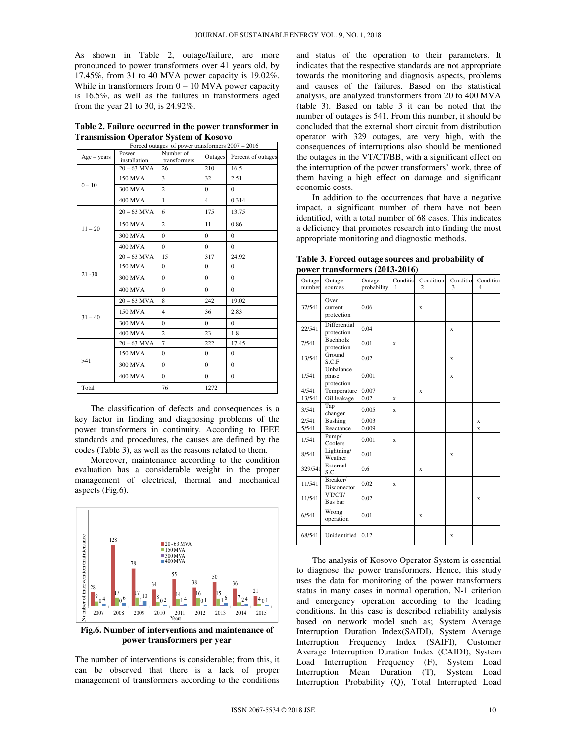As shown in Table 2, outage/failure, are more pronounced to power transformers over 41 years old, by 17.45%, from 31 to 40 MVA power capacity is 19.02%. While in transformers from 0 – 10 MVA power capacity is 16.5%, as well as the failures in transformers aged from the year 21 to 30, is 24.92%.

**Table 2. Failure occurred in the power transformer in Transmission Operator System of Kosovo**

| Forced outages of power transformers 2007 – 2016 | | | | |
|---|---|---|---|---|
| Age – years | Power installation | Number of transformers | Outages | Percent of outages |
| 0 – 10 | 20 – 63 MVA | 26 | 210 | 16.5 |
| | 150 MVA | 3 | 32 | 2.51 |
| | 300 MVA | 2 | 0 | 0 |
| | 400 MVA | 1 | 4 | 0.314 |
| 11 – 20 | 20 – 63 MVA | 6 | 175 | 13.75 |
| | 150 MVA | 2 | 11 | 0.86 |
| | 300 MVA | 0 | 0 | 0 |
| | 400 MVA | 0 | 0 | 0 |
| 21 -30 | 20 – 63 MVA | 15 | 317 | 24.92 |
| | 150 MVA | 0 | 0 | 0 |
| | 300 MVA | 0 | 0 | 0 |
| | 400 MVA | 0 | 0 | 0 |
| 31 – 40 | 20 – 63 MVA | 8 | 242 | 19.02 |
| | 150 MVA | 4 | 36 | 2.83 |
| | 300 MVA | 0 | 0 | 0 |
| | 400 MVA | 2 | 23 | 1.8 |
| >41 | 20 – 63 MVA | 7 | 222 | 17.45 |
| | 150 MVA | 0 | 0 | 0 |
| | 300 MVA | 0 | 0 | 0 |
| | 400 MVA | 0 | 0 | 0 |
| Total | | 76 | 1272 | |

The classification of defects and consequences is a key factor in finding and diagnosing problems of the power transformers in continuity. According to IEEE standards and procedures, the causes are defined by the codes (Table 3), as well as the reasons related to them.

Moreover, maintenance according to the condition evaluation has a considerable weight in the proper management of electrical, thermal and mechanical aspects (Fig.6).

**Fig.6. Number of interventions and maintenance of power transformers per year**

The number of interventions is considerable; from this, it can be observed that there is a lack of proper management of transformers according to the conditions and status of the operation to their parameters. It indicates that the respective standards are not appropriate towards the monitoring and diagnosis aspects, problems and causes of the failures. Based on the statistical analysis, are analyzed transformers from 20 to 400 MVA (table 3). Based on table 3 it can be noted that the number of outages is 541. From this number, it should be concluded that the external short circuit from distribution operator with 329 outages, are very high, with the consequences of interruptions also should be mentioned the outages in the VT/CT/BB, with a significant effect on the interruption of the power transformers' work, three of them having a high effect on damage and significant economic costs.

In addition to the occurrences that have a negative impact, a significant number of them have not been identified, with a total number of 68 cases. This indicates a deficiency that promotes research into finding the most appropriate monitoring and diagnostic methods.

**Table 3. Forced outage sources and probability of power transformers (2013-2016)**

| Outage number | Outage sources | Outage probability | Condition 1 | Condition 2 | Condition 3 | Condition 4 |
|---|---|---|---|---|---|---|
| 37/541 | Over current protection | 0.06 | | x | | |
| 22/541 | Differential protection | 0.04 | | | x | |
| 7/541 | Buchholz protection | 0.01 | x | | | |
| 13/541 | Ground S.C.F | 0.02 | | | x | |
| 1/541 | Unbalance phase protection | 0.001 | | | x | |
| 4/541 | Temperature | 0.007 | | x | | |
| 13/541 | Oil leakage | 0.02 | x | | | |
| 3/541 | Tap changer | 0.005 | x | | | |
| 2/541 | Bushing | 0.003 | | | | x |
| 5/541 | Reactance | 0.009 | | | | x |
| 1/541 | Pump/ Coolers | 0.001 | x | | | |
| 8/541 | Lightning/ Weather | 0.01 | | | x | |
| 329/541 | External S.C. | 0.6 | | x | | |
| 11/541 | Breaker/ Disconector | 0.02 | x | | | |
| 11/541 | VT/CT/ Bus bar | 0.02 | | | | x |
| 6/541 | Wrong operation | 0.01 | | x | | |
| 68/541 | Unidentified | 0.12 | | | x | |

The analysis of Kosovo Operator System is essential to diagnose the power transformers. Hence, this study uses the data for monitoring of the power transformers status in many cases in normal operation, N-1 criterion and emergency operation according to the loading conditions. In this case is described reliability analysis based on network model such as; System Average Interruption Duration Index(SAIDI), System Average Interruption Frequency Index (SAIFI), Customer Average Interruption Duration Index (CAIDI), System Load Interruption Frequency (F), System Load Interruption Mean Duration (T), System Load Interruption Probability (Q), Total Interrupted Load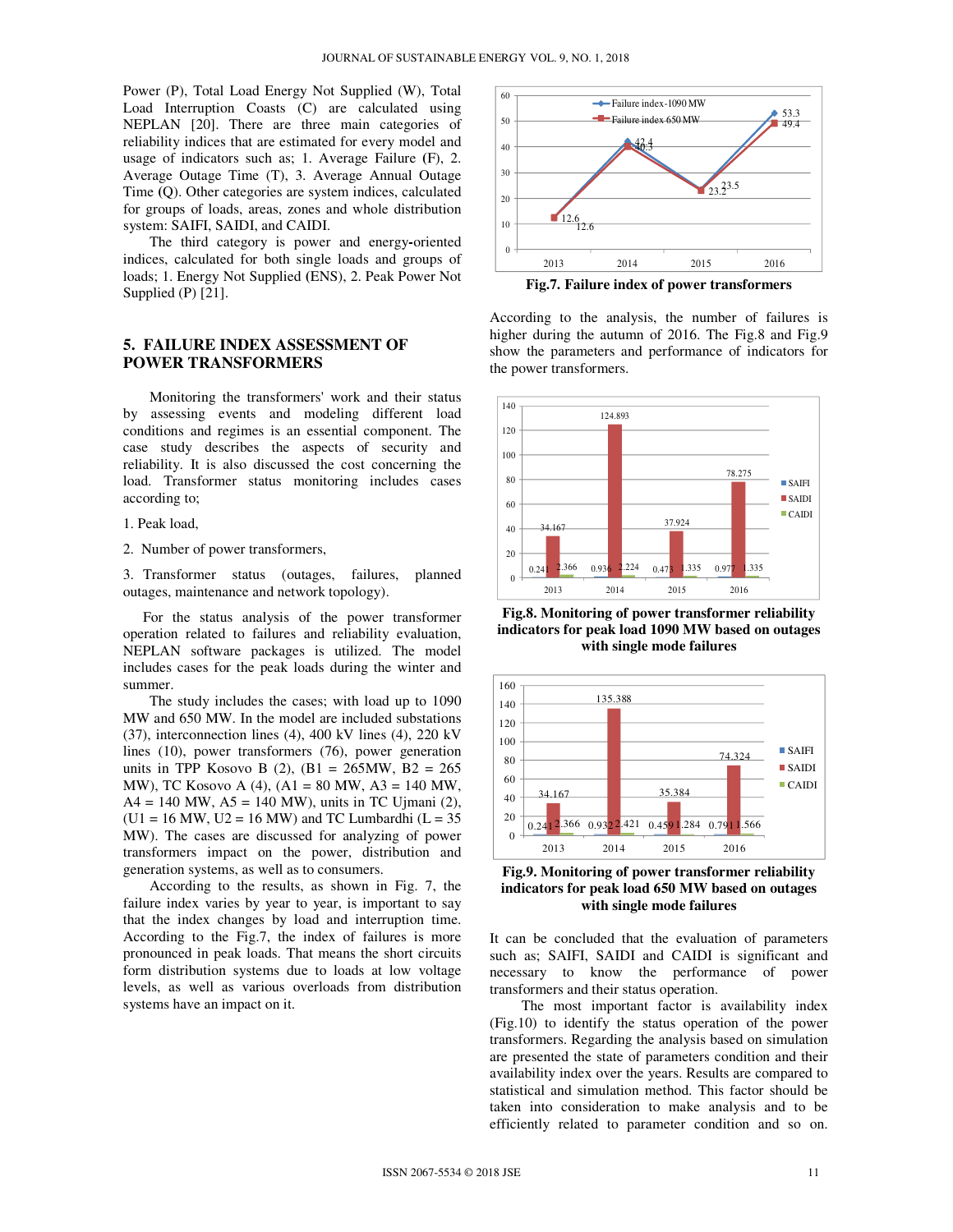Power (P), Total Load Energy Not Supplied (W), Total Load Interruption Coasts (C) are calculated using NEPLAN [20]. There are three main categories of reliability indices that are estimated for every model and usage of indicators such as; 1. Average Failure (F), 2. Average Outage Time (T), 3. Average Annual Outage Time (Q). Other categories are system indices, calculated for groups of loads, areas, zones and whole distribution system: SAIFI, SAIDI, and CAIDI.

The third category is power and energy-oriented indices, calculated for both single loads and groups of loads; 1. Energy Not Supplied (ENS), 2. Peak Power Not Supplied (P) [21].

## 5. FAILURE INDEX ASSESSMENT OF POWER TRANSFORMERS

Monitoring the transformers' work and their status by assessing events and modeling different load conditions and regimes is an essential component. The case study describes the aspects of security and reliability. It is also discussed the cost concerning the load. Transformer status monitoring includes cases according to;

1. Peak load,

2. Number of power transformers,

3. Transformer status (outages, failures, planned outages, maintenance and network topology).

For the status analysis of the power transformer operation related to failures and reliability evaluation, NEPLAN software packages is utilized. The model includes cases for the peak loads during the winter and summer.

The study includes the cases; with load up to 1090 MW and 650 MW. In the model are included substations (37), interconnection lines (4), 400 kV lines (4), 220 kV lines (10), power transformers (76), power generation units in TPP Kosovo B (2), (B1 = 265MW, B2 = 265 MW), TC Kosovo A (4), (A1 = 80 MW, A3 = 140 MW, A4 = 140 MW, A5 = 140 MW), units in TC Ujmani (2), (U1 = 16 MW, U2 = 16 MW) and TC Lumbardhi (L = 35 MW). The cases are discussed for analyzing of power transformers impact on the power, distribution and generation systems, as well as to consumers.

According to the results, as shown in Fig. 7, the failure index varies by year to year, is important to say that the index changes by load and interruption time. According to the Fig.7, the index of failures is more pronounced in peak loads. That means the short circuits form distribution systems due to loads at low voltage levels, as well as various overloads from distribution systems have an impact on it.

**Fig.7. Failure index of power transformers**

According to the analysis, the number of failures is higher during the autumn of 2016. The Fig.8 and Fig.9 show the parameters and performance of indicators for the power transformers.

**Fig.8. Monitoring of power transformer reliability indicators for peak load 1090 MW based on outages with single mode failures**

**Fig.9. Monitoring of power transformer reliability indicators for peak load 650 MW based on outages with single mode failures**

It can be concluded that the evaluation of parameters such as; SAIFI, SAIDI and CAIDI is significant and necessary to know the performance of power transformers and their status operation.

The most important factor is availability index (Fig.10) to identify the status operation of the power transformers. Regarding the analysis based on simulation are presented the state of parameters condition and their availability index over the years. Results are compared to statistical and simulation method. This factor should be taken into consideration to make analysis and to be efficiently related to parameter condition and so on.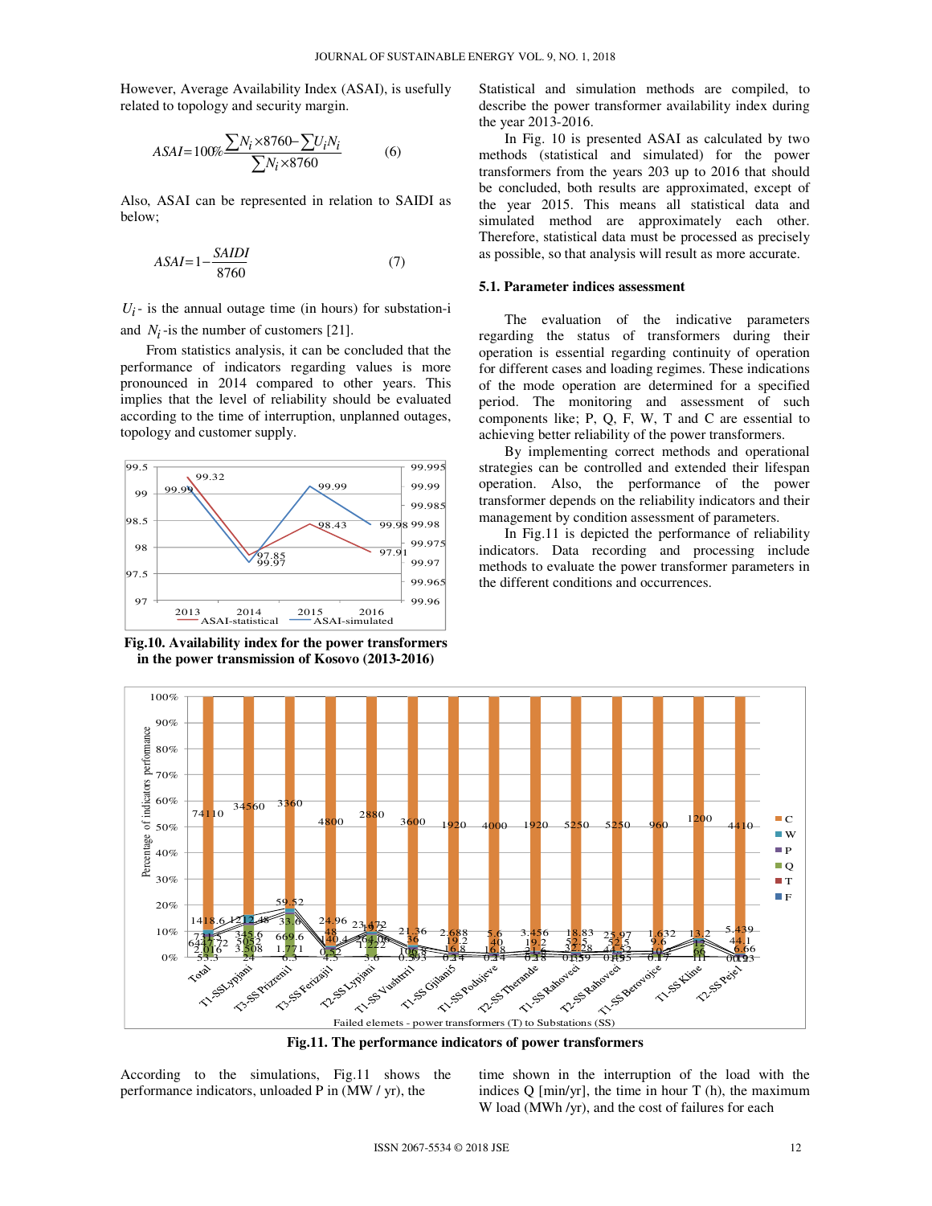However, Average Availability Index (ASAI), is usefully related to topology and security margin.

$$ASAI = 100\% \frac{\sum N_i \times 8760 - \sum U_i N_i}{\sum N_i \times 8760} \qquad (6)$$

Also, ASAI can be represented in relation to SAIDI as below;

$$ASAI = 1 - \frac{SAIDI}{8760} \qquad (7)$$

$U_i$ - is the annual outage time (in hours) for substation-i and $N_i$ -is the number of customers [21].

From statistics analysis, it can be concluded that the performance of indicators regarding values is more pronounced in 2014 compared to other years. This implies that the level of reliability should be evaluated according to the time of interruption, unplanned outages, topology and customer supply.

**Fig.10. Availability index for the power transformers in the power transmission of Kosovo (2013-2016)**

Statistical and simulation methods are compiled, to describe the power transformer availability index during the year 2013-2016.

In Fig. 10 is presented ASAI as calculated by two methods (statistical and simulated) for the power transformers from the years 203 up to 2016 that should be concluded, both results are approximated, except of the year 2015. This means all statistical data and simulated method are approximately each other. Therefore, statistical data must be processed as precisely as possible, so that analysis will result as more accurate.

### 5.1. Parameter indices assessment

The evaluation of the indicative parameters regarding the status of transformers during their operation is essential regarding continuity of operation for different cases and loading regimes. These indications of the mode operation are determined for a specified period. The monitoring and assessment of such components like; P, Q, F, W, T and C are essential to achieving better reliability of the power transformers.

By implementing correct methods and operational strategies can be controlled and extended their lifespan operation. Also, the performance of the power transformer depends on the reliability indicators and their management by condition assessment of parameters.

In Fig.11 is depicted the performance of reliability indicators. Data recording and processing include methods to evaluate the power transformer parameters in the different conditions and occurrences.

**Fig.11. The performance indicators of power transformers**

According to the simulations, Fig.11 shows the performance indicators, unloaded P in (MW / yr), the time shown in the interruption of the load with the indices Q [min/yr], the time in hour T (h), the maximum W load (MWh /yr), and the cost of failures for each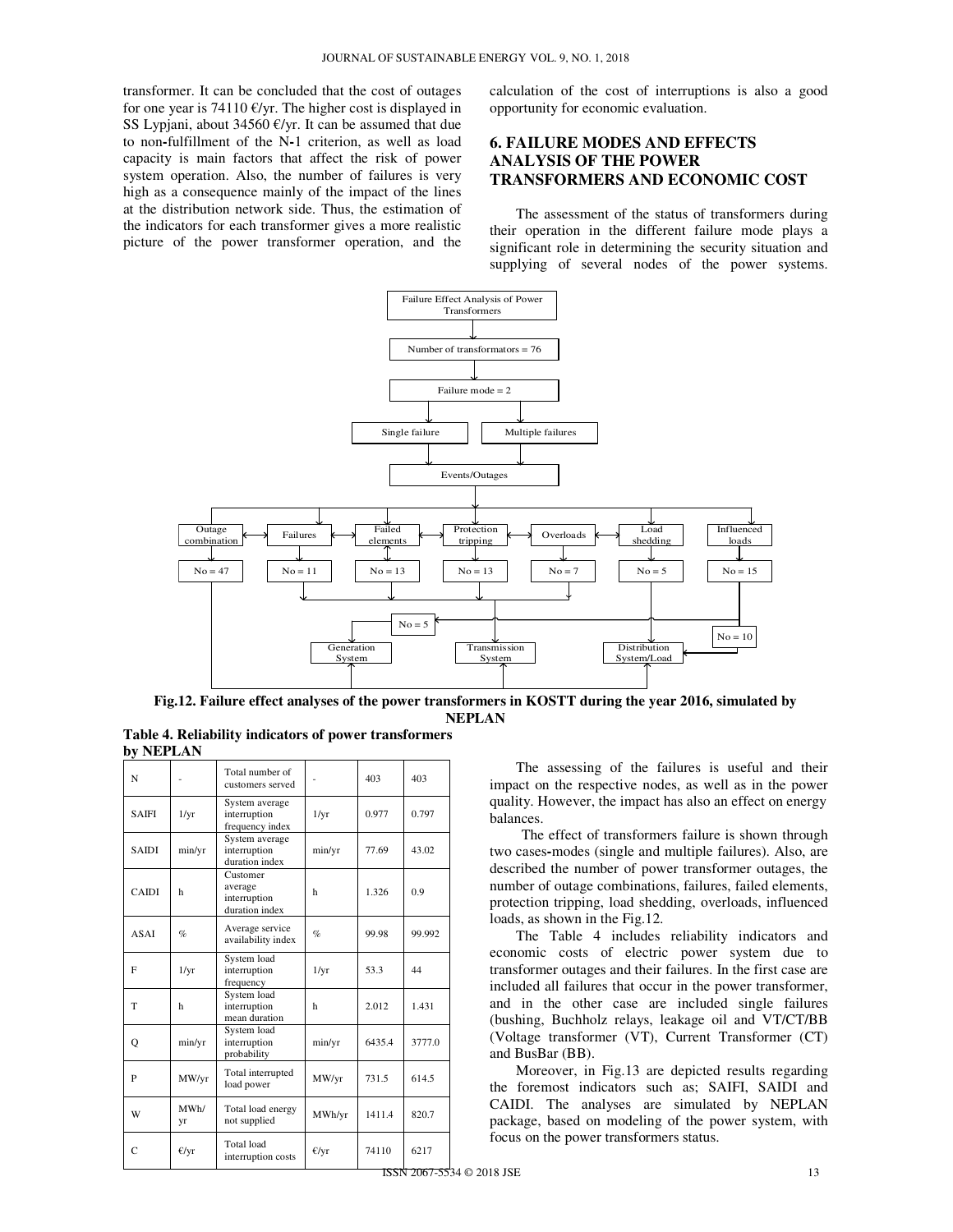transformer. It can be concluded that the cost of outages for one year is 74110 €/yr. The higher cost is displayed in SS Lypjani, about 34560 €/yr. It can be assumed that due to non-fulfillment of the N-1 criterion, as well as load capacity is main factors that affect the risk of power system operation. Also, the number of failures is very high as a consequence mainly of the impact of the lines at the distribution network side. Thus, the estimation of the indicators for each transformer gives a more realistic picture of the power transformer operation, and the calculation of the cost of interruptions is also a good opportunity for economic evaluation.

## 6. FAILURE MODES AND EFFECTS ANALYSIS OF THE POWER TRANSFORMERS AND ECONOMIC COST

The assessment of the status of transformers during their operation in the different failure mode plays a significant role in determining the security situation and supplying of several nodes of the power systems.

**Fig.12. Failure effect analyses of the power transformers in KOSTT during the year 2016, simulated by NEPLAN**

**Table 4. Reliability indicators of power transformers by NEPLAN**

| N | - | Total number of customers served | - | 403 | 403 |
|---|---|---|---|---|---|
| SAIFI | 1/yr | System average interruption frequency index | 1/yr | 0.977 | 0.797 |
| SAIDI | min/yr | System average interruption duration index | min/yr | 77.69 | 43.02 |
| CAIDI | h | Customer average interruption duration index | h | 1.326 | 0.9 |
| ASAI | % | Average service availability index | % | 99.98 | 99.992 |
| F | 1/yr | System load interruption frequency | 1/yr | 53.3 | 44 |
| T | h | System load interruption mean duration | h | 2.012 | 1.431 |
| Q | min/yr | System load interruption probability | min/yr | 6435.4 | 3777.0 |
| P | MW/yr | Total interrupted load power | MW/yr | 731.5 | 614.5 |
| W | MWh/yr | Total load energy not supplied | MWh/yr | 1411.4 | 820.7 |
| C | €/yr | Total load interruption costs | €/yr | 74110 | 6217 |

The assessing of the failures is useful and their impact on the respective nodes, as well as in the power quality. However, the impact has also an effect on energy balances.

The effect of transformers failure is shown through two cases-modes (single and multiple failures). Also, are described the number of power transformer outages, the number of outage combinations, failures, failed elements, protection tripping, load shedding, overloads, influenced loads, as shown in the Fig.12.

The Table 4 includes reliability indicators and economic costs of electric power system due to transformer outages and their failures. In the first case are included all failures that occur in the power transformer, and in the other case are included single failures (bushing, Buchholz relays, leakage oil and VT/CT/BB (Voltage transformer (VT), Current Transformer (CT) and BusBar (BB).

Moreover, in Fig.13 are depicted results regarding the foremost indicators such as; SAIFI, SAIDI and CAIDI. The analyses are simulated by NEPLAN package, based on modeling of the power system, with focus on the power transformers status.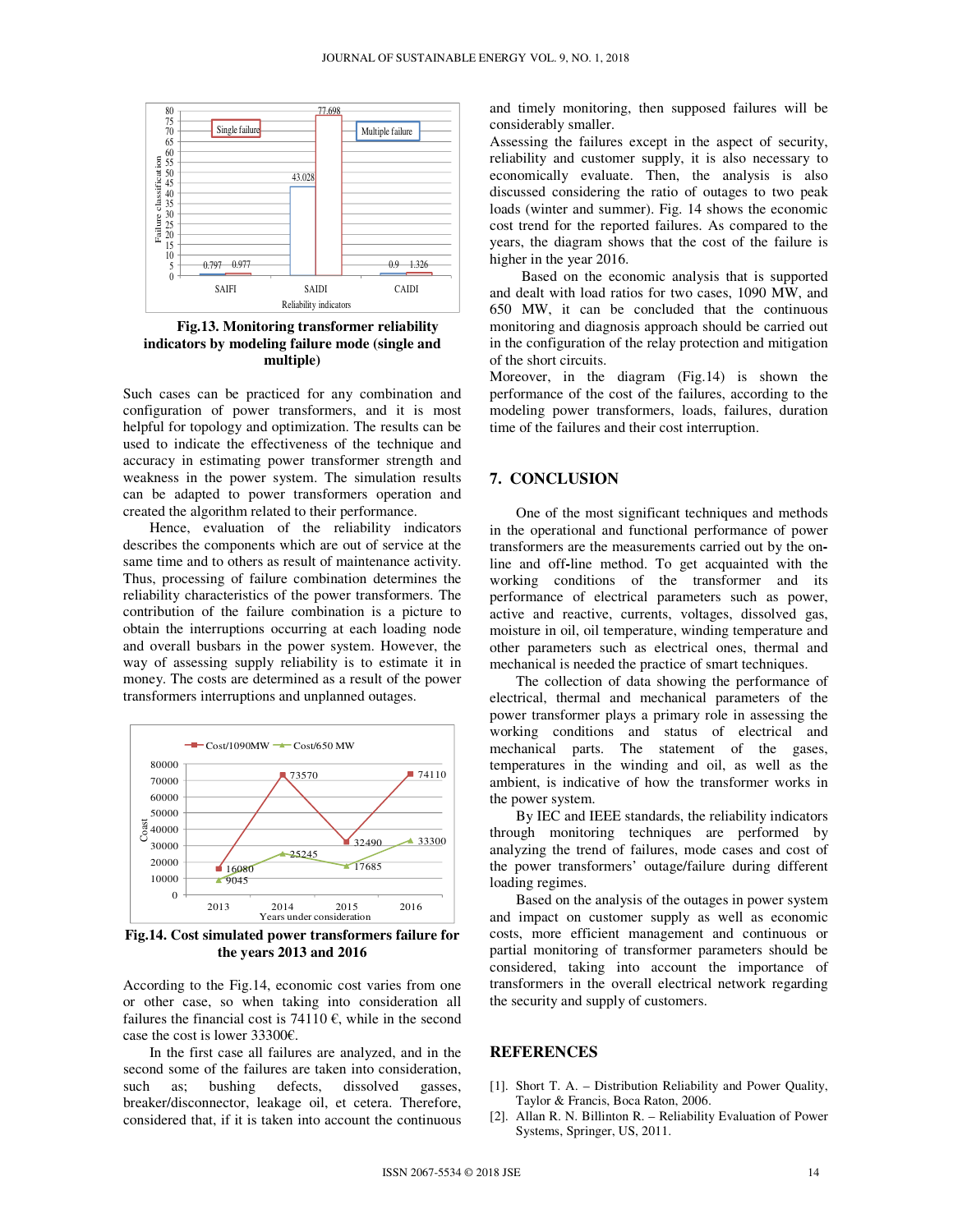Fig.13. Monitoring transformer reliability indicators by modeling failure mode (single and multiple)

Such cases can be practiced for any combination and configuration of power transformers, and it is most helpful for topology and optimization. The results can be used to indicate the effectiveness of the technique and accuracy in estimating power transformer strength and weakness in the power system. The simulation results can be adapted to power transformers operation and created the algorithm related to their performance.

Hence, evaluation of the reliability indicators describes the components which are out of service at the same time and to others as result of maintenance activity. Thus, processing of failure combination determines the reliability characteristics of the power transformers. The contribution of the failure combination is a picture to obtain the interruptions occurring at each loading node and overall busbars in the power system. However, the way of assessing supply reliability is to estimate it in money. The costs are determined as a result of the power transformers interruptions and unplanned outages.

Fig.14. Cost simulated power transformers failure for the years 2013 and 2016

According to the Fig.14, economic cost varies from one or other case, so when taking into consideration all failures the financial cost is 74110 €, while in the second case the cost is lower 33300€.

In the first case all failures are analyzed, and in the second some of the failures are taken into consideration, such as; bushing defects, dissolved gasses, breaker/disconnector, leakage oil, et cetera. Therefore, considered that, if it is taken into account the continuous and timely monitoring, then supposed failures will be considerably smaller.

Assessing the failures except in the aspect of security, reliability and customer supply, it is also necessary to economically evaluate. Then, the analysis is also discussed considering the ratio of outages to two peak loads (winter and summer). Fig. 14 shows the economic cost trend for the reported failures. As compared to the years, the diagram shows that the cost of the failure is higher in the year 2016.

Based on the economic analysis that is supported and dealt with load ratios for two cases, 1090 MW, and 650 MW, it can be concluded that the continuous monitoring and diagnosis approach should be carried out in the configuration of the relay protection and mitigation of the short circuits.

Moreover, in the diagram (Fig.14) is shown the performance of the cost of the failures, according to the modeling power transformers, loads, failures, duration time of the failures and their cost interruption.

## 7. CONCLUSION

One of the most significant techniques and methods in the operational and functional performance of power transformers are the measurements carried out by the on-line and off-line method. To get acquainted with the working conditions of the transformer and its performance of electrical parameters such as power, active and reactive, currents, voltages, dissolved gas, moisture in oil, oil temperature, winding temperature and other parameters such as electrical ones, thermal and mechanical is needed the practice of smart techniques.

The collection of data showing the performance of electrical, thermal and mechanical parameters of the power transformer plays a primary role in assessing the working conditions and status of electrical and mechanical parts. The statement of the gases, temperatures in the winding and oil, as well as the ambient, is indicative of how the transformer works in the power system.

By IEC and IEEE standards, the reliability indicators through monitoring techniques are performed by analyzing the trend of failures, mode cases and cost of the power transformers' outage/failure during different loading regimes.

Based on the analysis of the outages in power system and impact on customer supply as well as economic costs, more efficient management and continuous or partial monitoring of transformer parameters should be considered, taking into account the importance of transformers in the overall electrical network regarding the security and supply of customers.

## REFERENCES

[1]. Short T. A. – Distribution Reliability and Power Quality, Taylor & Francis, Boca Raton, 2006.

[2]. Allan R. N. Billinton R. – Reliability Evaluation of Power Systems, Springer, US, 2011.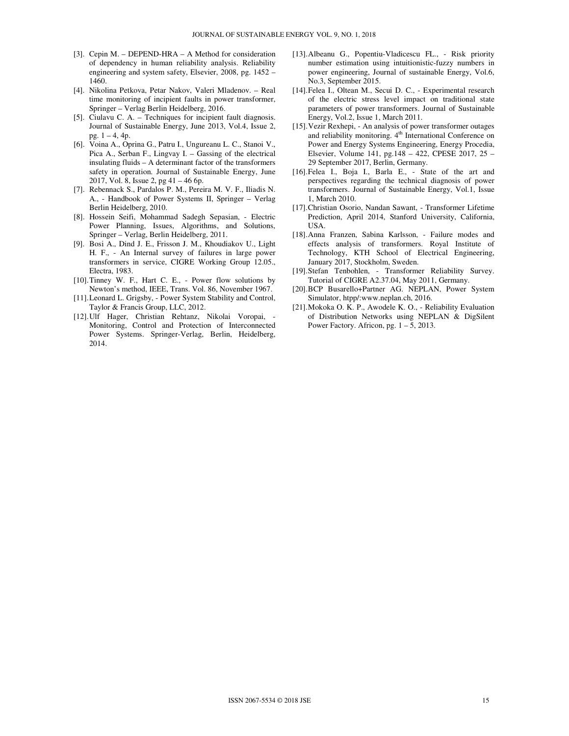[3]. Cepin M. – DEPEND-HRA – A Method for consideration of dependency in human reliability analysis. Reliability engineering and system safety, Elsevier, 2008, pg. 1452 – 1460.

[4]. Nikolina Petkova, Petar Nakov, Valeri Mladenov. – Real time monitoring of incipient faults in power transformer, Springer – Verlag Berlin Heidelberg, 2016.

[5]. Ciulavu C. A. – Techniques for incipient fault diagnosis. Journal of Sustainable Energy, June 2013, Vol.4, Issue 2, pg. 1 – 4, 4p.

[6]. Voina A., Oprina G., Patru I., Ungureanu L. C., Stanoi V., Pica A., Serban F., Lingvay I. – Gassing of the electrical insulating fluids – A determinant factor of the transformers safety in operation. Journal of Sustainable Energy, June 2017, Vol. 8, Issue 2, pg 41 – 46 6p.

[7]. Rebennack S., Pardalos P. M., Pereira M. V. F., Iliadis N. A., - Handbook of Power Systems II, Springer – Verlag Berlin Heidelberg, 2010.

[8]. Hossein Seifi, Mohammad Sadegh Sepasian, - Electric Power Planning, Issues, Algorithms, and Solutions, Springer – Verlag, Berlin Heidelberg, 2011.

[9]. Bosi A., Dind J. E., Frisson J. M., Khoudiakov U., Light H. F., - An Internal survey of failures in large power transformers in service, CIGRE Working Group 12.05., Electra, 1983.

[10]. Tinney W. F., Hart C. E., - Power flow solutions by Newton's method, IEEE, Trans. Vol. 86, November 1967.

[11]. Leonard L. Grigsby, - Power System Stability and Control, Taylor & Francis Group, LLC, 2012.

[12]. Ulf Hager, Christian Rehtanz, Nikolai Voropai, - Monitoring, Control and Protection of Interconnected Power Systems. Springer-Verlag, Berlin, Heidelberg, 2014.

[13]. Albeanu G., Popentiu-Vladicescu FL., - Risk priority number estimation using intuitionistic-fuzzy numbers in power engineering, Journal of sustainable Energy, Vol.6, No.3, September 2015.

[14]. Felea I., Oltean M., Secui D. C., - Experimental research of the electric stress level impact on traditional state parameters of power transformers. Journal of Sustainable Energy, Vol.2, Issue 1, March 2011.

[15]. Vezir Rexhepi, - An analysis of power transformer outages and reliability monitoring. 4th International Conference on Power and Energy Systems Engineering, Energy Procedia, Elsevier, Volume 141, pg.148 – 422, CPESE 2017, 25 – 29 September 2017, Berlin, Germany.

[16]. Felea I., Boja I., Barla E., - State of the art and perspectives regarding the technical diagnosis of power transformers. Journal of Sustainable Energy, Vol.1, Issue 1, March 2010.

[17]. Christian Osorio, Nandan Sawant, - Transformer Lifetime Prediction, April 2014, Stanford University, California, USA.

[18]. Anna Franzen, Sabina Karlsson, - Failure modes and effects analysis of transformers. Royal Institute of Technology, KTH School of Electrical Engineering, January 2017, Stockholm, Sweden.

[19]. Stefan Tenbohlen, - Transformer Reliability Survey. Tutorial of CIGRE A2.37.04, May 2011, Germany.

[20]. BCP Busarello+Partner AG. NEPLAN, Power System Simulator, htpp/:www.neplan.ch, 2016.

[21]. Mokoka O. K. P., Awodele K. O., - Reliability Evaluation of Distribution Networks using NEPLAN & DigSilent Power Factory. Africon, pg. 1 – 5, 2013.